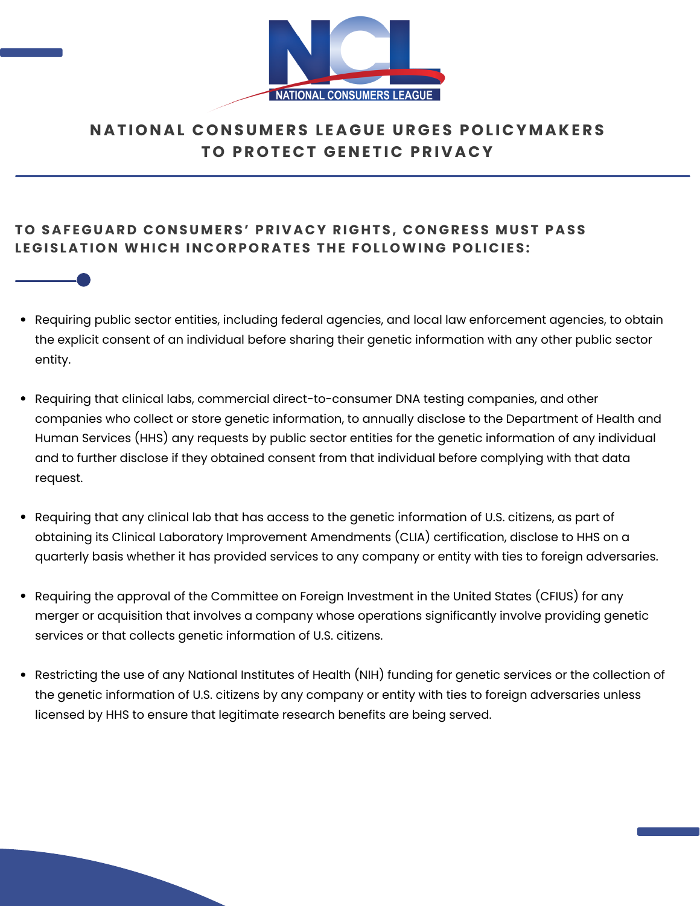# NATIONAL CONSUMERS LEAGUE URGES POLICYMAKERS TO PROTECT GENETIC PRIVACY

## TO SAFEGUARD CONSUMERS' PRIVACY RIGHTS, CONGRESS MUST PASS LEGISLATION WHICH INCORPORATES THE FOLLOWING POLICIES:

- Requiring public sector entities, including federal agencies, and local law enforcement agencies, to obtain the explicit consent of an individual before sharing their genetic information with any other public sector entity.
- Requiring that clinical labs, commercial direct-to-consumer DNA testing companies, and other companies who collect or store genetic information, to annually disclose to the Department of Health and Human Services (HHS) any requests by public sector entities for the genetic information of any individual and to further disclose if they obtained consent from that individual before complying with that data request.
- Requiring that any clinical lab that has access to the genetic information of U.S. citizens, as part of obtaining its Clinical Laboratory Improvement Amendments (CLIA) certification, disclose to HHS on a quarterly basis whether it has provided services to any company or entity with ties to foreign adversaries.
- Requiring the approval of the Committee on Foreign Investment in the United States (CFIUS) for any merger or acquisition that involves a company whose operations significantly involve providing genetic services or that collects genetic information of U.S. citizens.
- Restricting the use of any National Institutes of Health (NIH) funding for genetic services or the collection of the genetic information of U.S. citizens by any company or entity with ties to foreign adversaries unless licensed by HHS to ensure that legitimate research benefits are being served.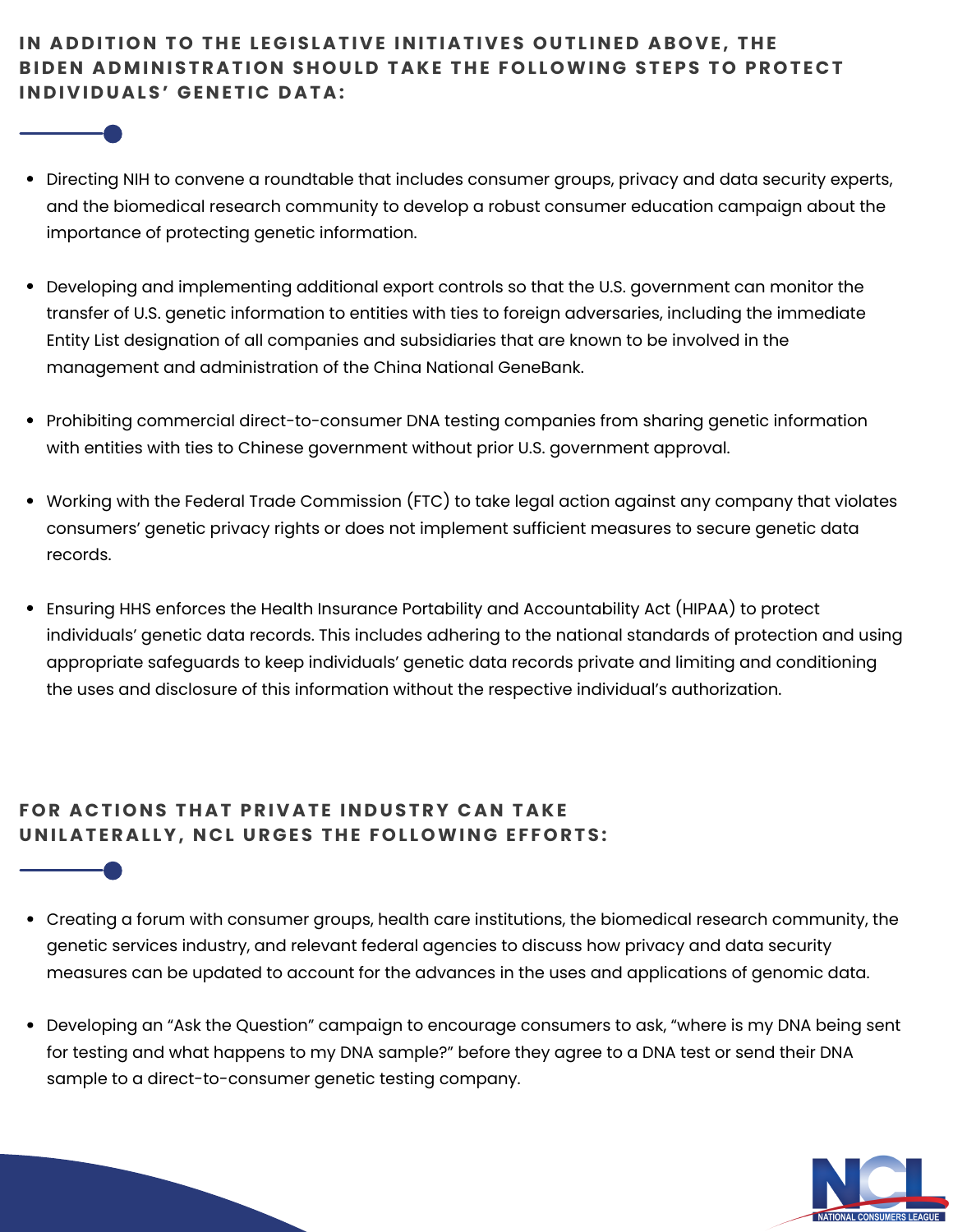## IN ADDITION TO THE LEGISLATIVE INITIATIVES OUTLINED ABOVE, THE BIDEN ADMINISTRATION SHOULD TAKE THE FOLLOWING STEPS TO PROTECT INDIVIDUALS' GENETIC DATA:

- Directing NIH to convene a roundtable that includes consumer groups, privacy and data security experts, and the biomedical research community to develop a robust consumer education campaign about the importance of protecting genetic information.
- Developing and implementing additional export controls so that the U.S. government can monitor the transfer of U.S. genetic information to entities with ties to foreign adversaries, including the immediate Entity List designation of all companies and subsidiaries that are known to be involved in the management and administration of the China National GeneBank.
- Prohibiting commercial direct-to-consumer DNA testing companies from sharing genetic information with entities with ties to Chinese government without prior U.S. government approval.
- Working with the Federal Trade Commission (FTC) to take legal action against any company that violates consumers' genetic privacy rights or does not implement sufficient measures to secure genetic data records.
- Ensuring HHS enforces the Health Insurance Portability and Accountability Act (HIPAA) to protect individuals' genetic data records. This includes adhering to the national standards of protection and using appropriate safeguards to keep individuals' genetic data records private and limiting and conditioning the uses and disclosure of this information without the respective individual's authorization.

## FOR ACTIONS THAT PRIVATE INDUSTRY CAN TAKE UNILATERALLY, NCL URGES THE FOLLOWING EFFORTS:

- Creating a forum with consumer groups, health care institutions, the biomedical research community, the genetic services industry, and relevant federal agencies to discuss how privacy and data security measures can be updated to account for the advances in the uses and applications of genomic data.
- Developing an "Ask the Question" campaign to encourage consumers to ask, "where is my DNA being sent for testing and what happens to my DNA sample?" before they agree to a DNA test or send their DNA sample to a direct-to-consumer genetic testing company.